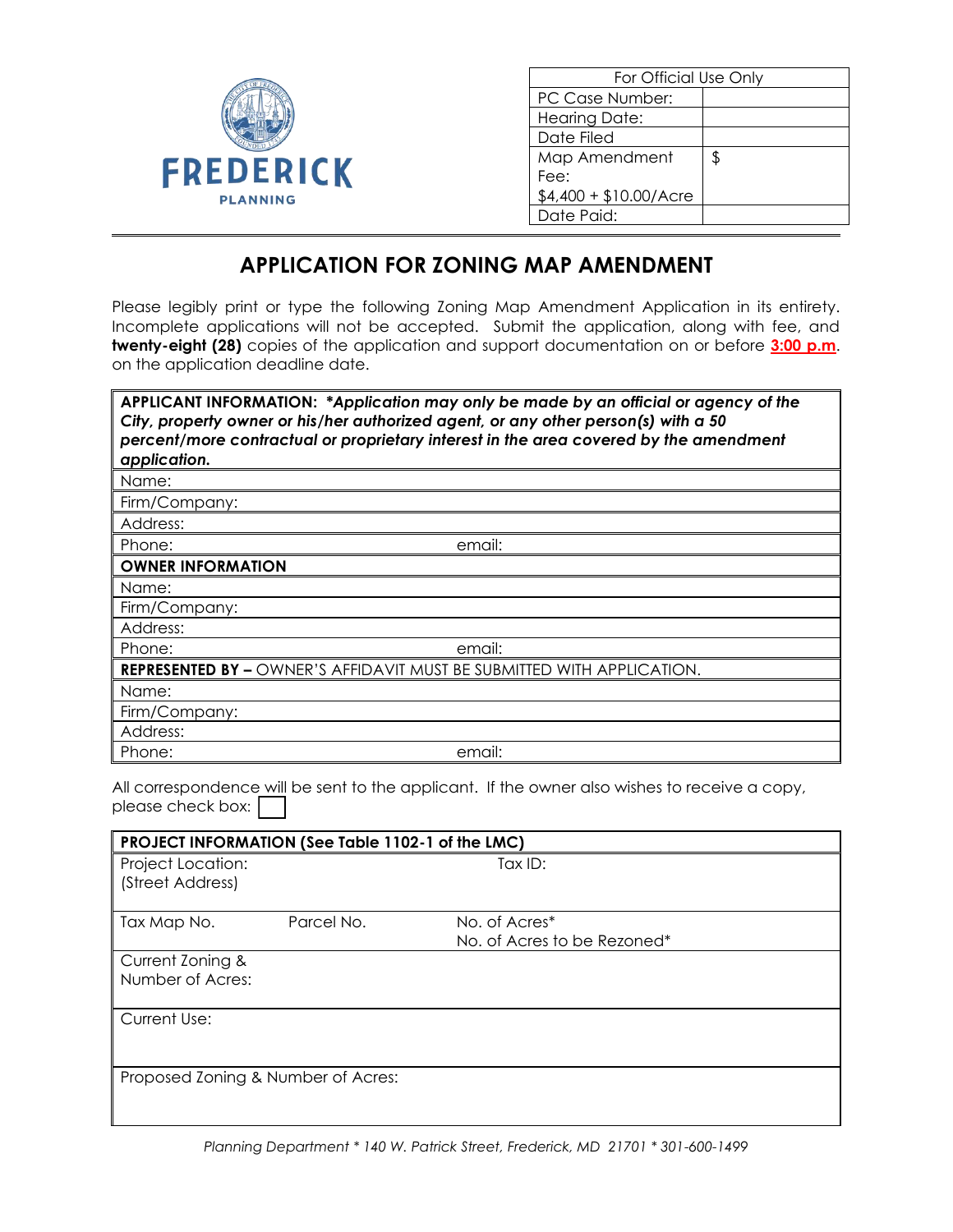FREDERICK
PLANNING

| For Official Use Only | |
|---|---|
| PC Case Number: | |
| Hearing Date: | |
| Date Filed | |
| Map Amendment Fee: $4,400 + $10.00/Acre | $ |
| Date Paid: | |

# APPLICATION FOR ZONING MAP AMENDMENT

Please legibly print or type the following Zoning Map Amendment Application in its entirety. Incomplete applications will not be accepted. Submit the application, along with fee, and **twenty-eight (28)** copies of the application and support documentation on or before **3:00 p.m**. on the application deadline date.

| **APPLICANT INFORMATION:** ***\*Application may only be made by an official or agency of the City, property owner or his/her authorized agent, or any other person(s) with a 50 percent/more contractual or proprietary interest in the area covered by the amendment application.*** | |
|---|---|
| Name: | |
| Firm/Company: | |
| Address: | |
| Phone: | email: |
| **OWNER INFORMATION** | |
| Name: | |
| Firm/Company: | |
| Address: | |
| Phone: | email: |
| **REPRESENTED BY –** OWNER'S AFFIDAVIT MUST BE SUBMITTED WITH APPLICATION. | |
| Name: | |
| Firm/Company: | |
| Address: | |
| Phone: | email: |

All correspondence will be sent to the applicant. If the owner also wishes to receive a copy, please check box: ☐

| **PROJECT INFORMATION (See Table 1102-1 of the LMC)** | | |
|---|---|---|
| Project Location: (Street Address) | | Tax ID: |
| Tax Map No. | Parcel No. | No. of Acres\* No. of Acres to be Rezoned\* |
| Current Zoning & Number of Acres: | | |
| Current Use: | | |
| Proposed Zoning & Number of Acres: | | |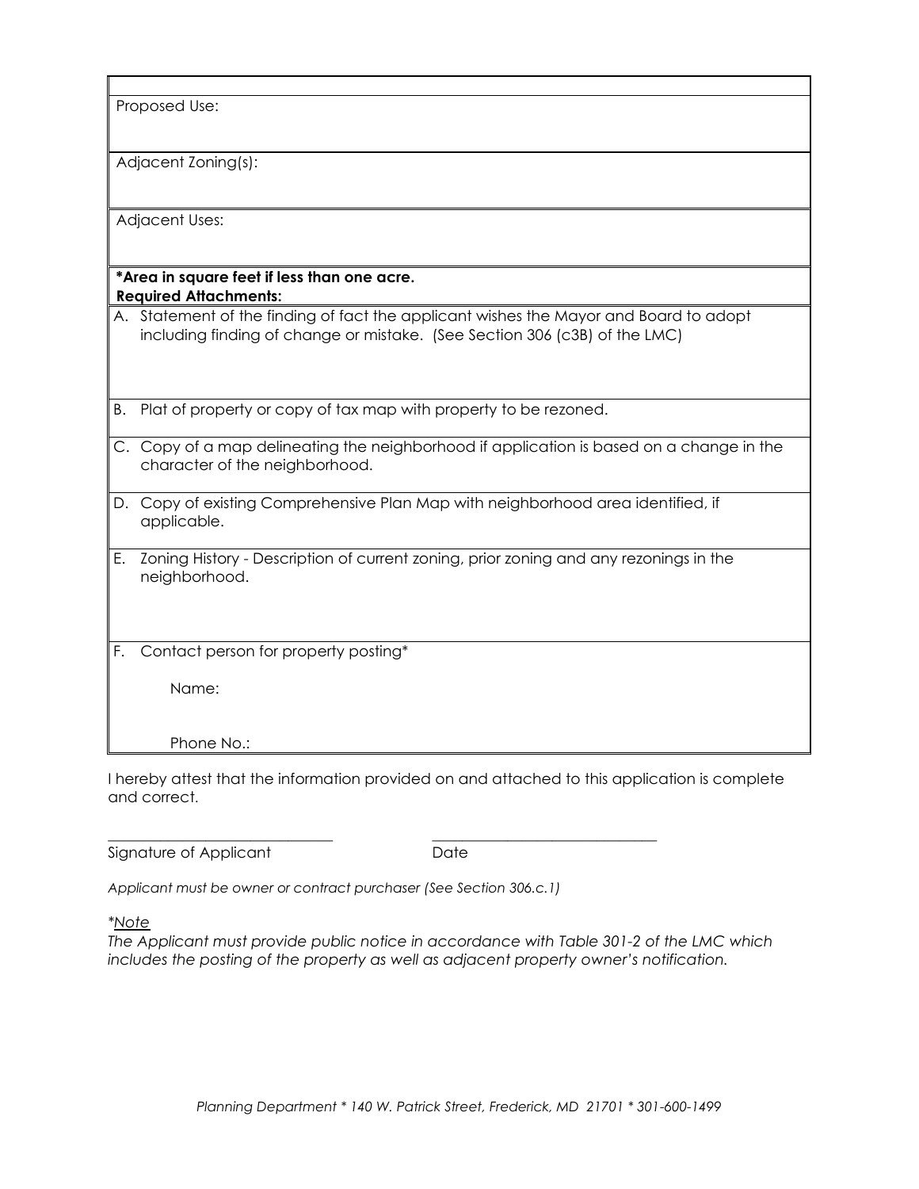Proposed Use:

Adjacent Zoning(s):

Adjacent Uses:

**\*Area in square feet if less than one acre.**
**Required Attachments:**

A. Statement of the finding of fact the applicant wishes the Mayor and Board to adopt including finding of change or mistake. (See Section 306 (c3B) of the LMC)

B. Plat of property or copy of tax map with property to be rezoned.

C. Copy of a map delineating the neighborhood if application is based on a change in the character of the neighborhood.

D. Copy of existing Comprehensive Plan Map with neighborhood area identified, if applicable.

E. Zoning History - Description of current zoning, prior zoning and any rezonings in the neighborhood.

F. Contact person for property posting*

Name:

Phone No.:

I hereby attest that the information provided on and attached to this application is complete and correct.

______________________________ ______________________________
Signature of Applicant Date

*Applicant must be owner or contract purchaser (See Section 306.c.1)*

*\*Note*
*The Applicant must provide public notice in accordance with Table 301-2 of the LMC which includes the posting of the property as well as adjacent property owner's notification.*

*Planning Department * 140 W. Patrick Street, Frederick, MD 21701 * 301-600-1499*